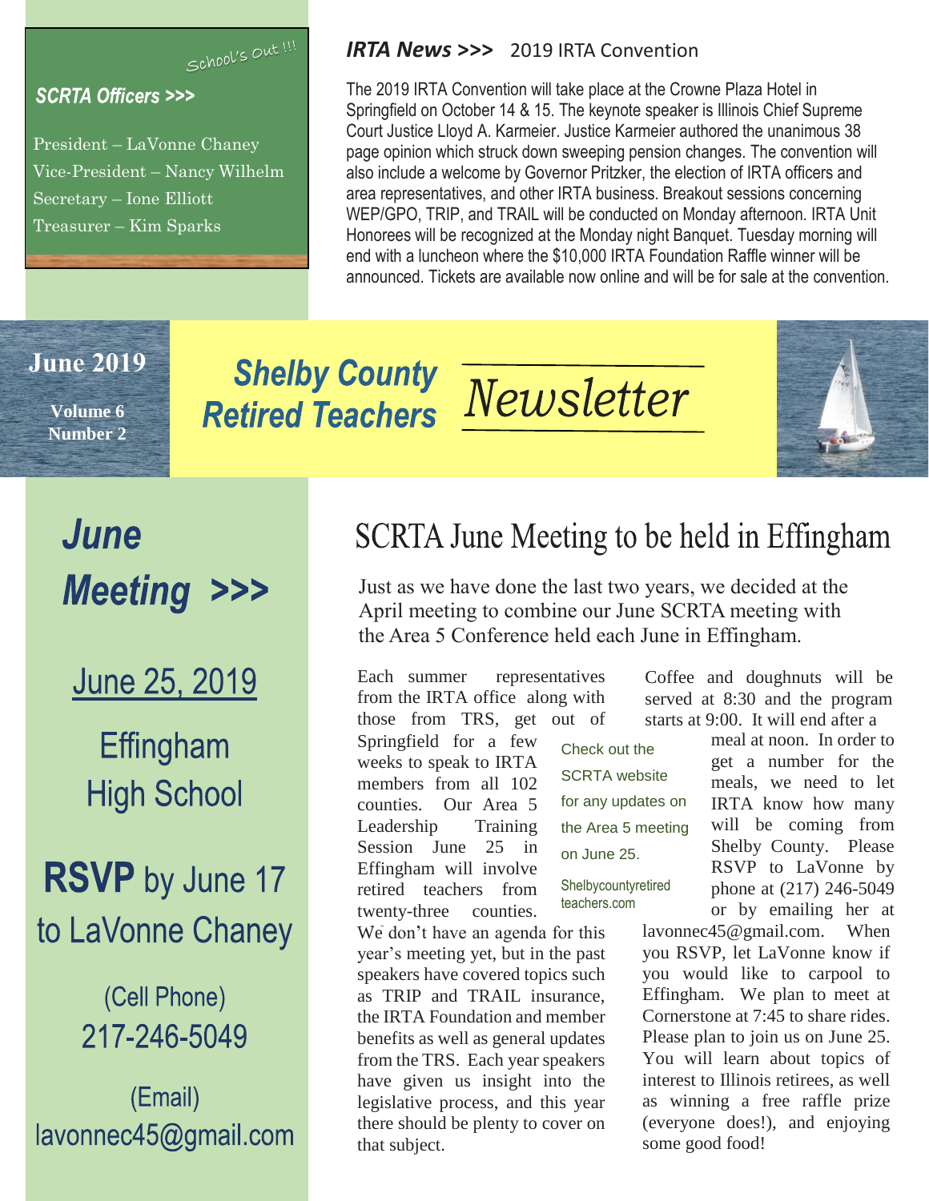*School's Out !!!*

### *SCRTA Officers >>>*

President – LaVonne Chaney
Vice-President – Nancy Wilhelm
Secretary – Ione Elliott
Treasurer – Kim Sparks

### *IRTA News >>>* 2019 IRTA Convention

The 2019 IRTA Convention will take place at the Crowne Plaza Hotel in Springfield on October 14 & 15. The keynote speaker is Illinois Chief Supreme Court Justice Lloyd A. Karmeier. Justice Karmeier authored the unanimous 38 page opinion which struck down sweeping pension changes. The convention will also include a welcome by Governor Pritzker, the election of IRTA officers and area representatives, and other IRTA business. Breakout sessions concerning WEP/GPO, TRIP, and TRAIL will be conducted on Monday afternoon. IRTA Unit Honorees will be recognized at the Monday night Banquet. Tuesday morning will end with a luncheon where the $10,000 IRTA Foundation Raffle winner will be announced. Tickets are available now online and will be for sale at the convention.

**June 2019**

**Volume 6**
**Number 2**

# *Shelby County Retired Teachers* Newsletter

## *June Meeting >>>*

June 25, 2019

Effingham High School

**RSVP** by June 17 to LaVonne Chaney

(Cell Phone)
217-246-5049

(Email)
lavonnec45@gmail.com

## SCRTA June Meeting to be held in Effingham

Just as we have done the last two years, we decided at the April meeting to combine our June SCRTA meeting with the Area 5 Conference held each June in Effingham.

Each summer representatives from the IRTA office along with those from TRS, get out of Springfield for a few weeks to speak to IRTA members from all 102 counties. Our Area 5 Leadership Training Session June 25 in Effingham will involve retired teachers from twenty-three counties. We don't have an agenda for this year's meeting yet, but in the past speakers have covered topics such as TRIP and TRAIL insurance, the IRTA Foundation and member benefits as well as general updates from the TRS. Each year speakers have given us insight into the legislative process, and this year there should be plenty to cover on that subject.

Check out the SCRTA website for any updates on the Area 5 meeting on June 25.

Shelbycountyretired teachers.com

Coffee and doughnuts will be served at 8:30 and the program starts at 9:00. It will end after a meal at noon. In order to get a number for the meals, we need to let IRTA know how many will be coming from Shelby County. Please RSVP to LaVonne by phone at (217) 246-5049 or by emailing her at lavonnec45@gmail.com. When you RSVP, let LaVonne know if you would like to carpool to Effingham. We plan to meet at Cornerstone at 7:45 to share rides. Please plan to join us on June 25. You will learn about topics of interest to Illinois retirees, as well as winning a free raffle prize (everyone does!), and enjoying some good food!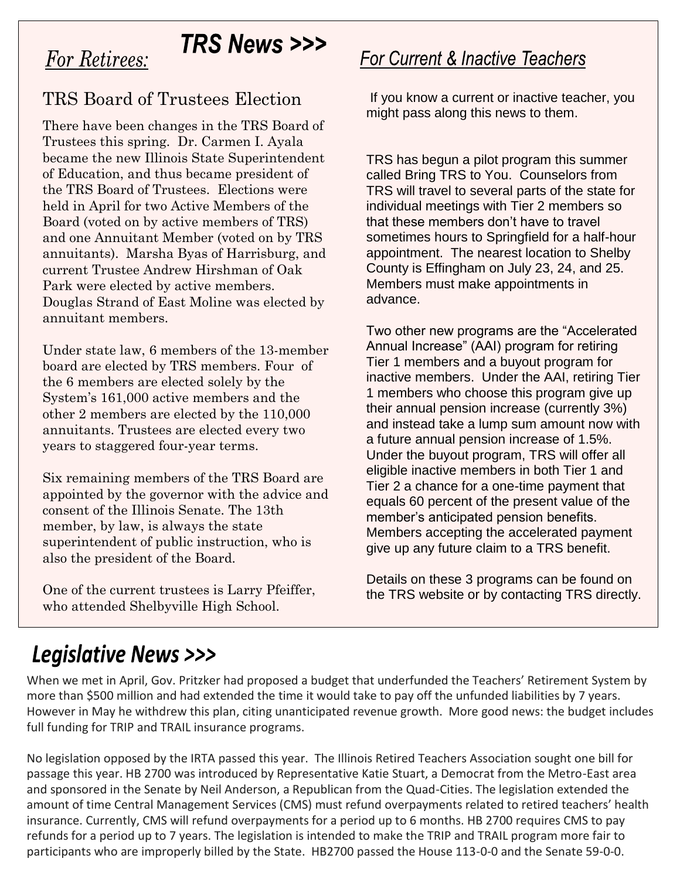# *TRS News >>>*

## *For Retirees:*

### TRS Board of Trustees Election

There have been changes in the TRS Board of Trustees this spring. Dr. Carmen I. Ayala became the new Illinois State Superintendent of Education, and thus became president of the TRS Board of Trustees. Elections were held in April for two Active Members of the Board (voted on by active members of TRS) and one Annuitant Member (voted on by TRS annuitants). Marsha Byas of Harrisburg, and current Trustee Andrew Hirshman of Oak Park were elected by active members. Douglas Strand of East Moline was elected by annuitant members.

Under state law, 6 members of the 13-member board are elected by TRS members. Four of the 6 members are elected solely by the System's 161,000 active members and the other 2 members are elected by the 110,000 annuitants. Trustees are elected every two years to staggered four-year terms.

Six remaining members of the TRS Board are appointed by the governor with the advice and consent of the Illinois Senate. The 13th member, by law, is always the state superintendent of public instruction, who is also the president of the Board.

One of the current trustees is Larry Pfeiffer, who attended Shelbyville High School.

## *For Current & Inactive Teachers*

If you know a current or inactive teacher, you might pass along this news to them.

TRS has begun a pilot program this summer called Bring TRS to You. Counselors from TRS will travel to several parts of the state for individual meetings with Tier 2 members so that these members don't have to travel sometimes hours to Springfield for a half-hour appointment. The nearest location to Shelby County is Effingham on July 23, 24, and 25. Members must make appointments in advance.

Two other new programs are the "Accelerated Annual Increase" (AAI) program for retiring Tier 1 members and a buyout program for inactive members. Under the AAI, retiring Tier 1 members who choose this program give up their annual pension increase (currently 3%) and instead take a lump sum amount now with a future annual pension increase of 1.5%. Under the buyout program, TRS will offer all eligible inactive members in both Tier 1 and Tier 2 a chance for a one-time payment that equals 60 percent of the present value of the member's anticipated pension benefits. Members accepting the accelerated payment give up any future claim to a TRS benefit.

Details on these 3 programs can be found on the TRS website or by contacting TRS directly.

# *Legislative News >>>*

When we met in April, Gov. Pritzker had proposed a budget that underfunded the Teachers' Retirement System by more than $500 million and had extended the time it would take to pay off the unfunded liabilities by 7 years. However in May he withdrew this plan, citing unanticipated revenue growth. More good news: the budget includes full funding for TRIP and TRAIL insurance programs.

No legislation opposed by the IRTA passed this year. The Illinois Retired Teachers Association sought one bill for passage this year. HB 2700 was introduced by Representative Katie Stuart, a Democrat from the Metro-East area and sponsored in the Senate by Neil Anderson, a Republican from the Quad-Cities. The legislation extended the amount of time Central Management Services (CMS) must refund overpayments related to retired teachers' health insurance. Currently, CMS will refund overpayments for a period up to 6 months. HB 2700 requires CMS to pay refunds for a period up to 7 years. The legislation is intended to make the TRIP and TRAIL program more fair to participants who are improperly billed by the State. HB2700 passed the House 113-0-0 and the Senate 59-0-0.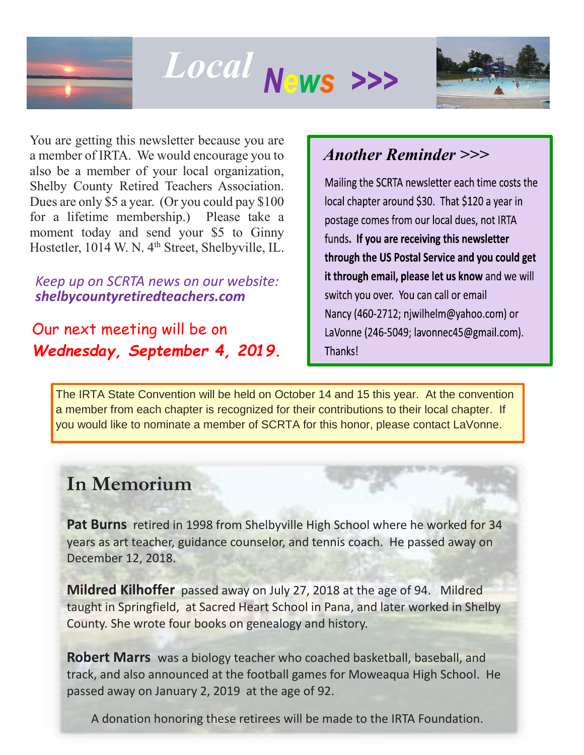# *Local* News >>>

You are getting this newsletter because you are a member of IRTA. We would encourage you to also be a member of your local organization, Shelby County Retired Teachers Association. Dues are only $5 a year. (Or you could pay $100 for a lifetime membership.) Please take a moment today and send your $5 to Ginny Hostetler, 1014 W. N. 4th Street, Shelbyville, IL.

*Keep up on SCRTA news on our website:* ***shelbycountyretiredteachers.com***

Our next meeting will be on ***Wednesday, September 4, 2019.***

## *Another Reminder >>>*

Mailing the SCRTA newsletter each time costs the local chapter around $30. That $120 a year in postage comes from our local dues, not IRTA funds. **If you are receiving this newsletter through the US Postal Service and you could get it through email, please let us know** and we will switch you over. You can call or email Nancy (460-2712; njwilhelm@yahoo.com) or LaVonne (246-5049; lavonnec45@gmail.com). Thanks!

The IRTA State Convention will be held on October 14 and 15 this year. At the convention a member from each chapter is recognized for their contributions to their local chapter. If you would like to nominate a member of SCRTA for this honor, please contact LaVonne.

## In Memorium

**Pat Burns** retired in 1998 from Shelbyville High School where he worked for 34 years as art teacher, guidance counselor, and tennis coach. He passed away on December 12, 2018.

**Mildred Kilhoffer** passed away on July 27, 2018 at the age of 94. Mildred taught in Springfield, at Sacred Heart School in Pana, and later worked in Shelby County. She wrote four books on genealogy and history.

**Robert Marrs** was a biology teacher who coached basketball, baseball, and track, and also announced at the football games for Moweaqua High School. He passed away on January 2, 2019 at the age of 92.

A donation honoring these retirees will be made to the IRTA Foundation.